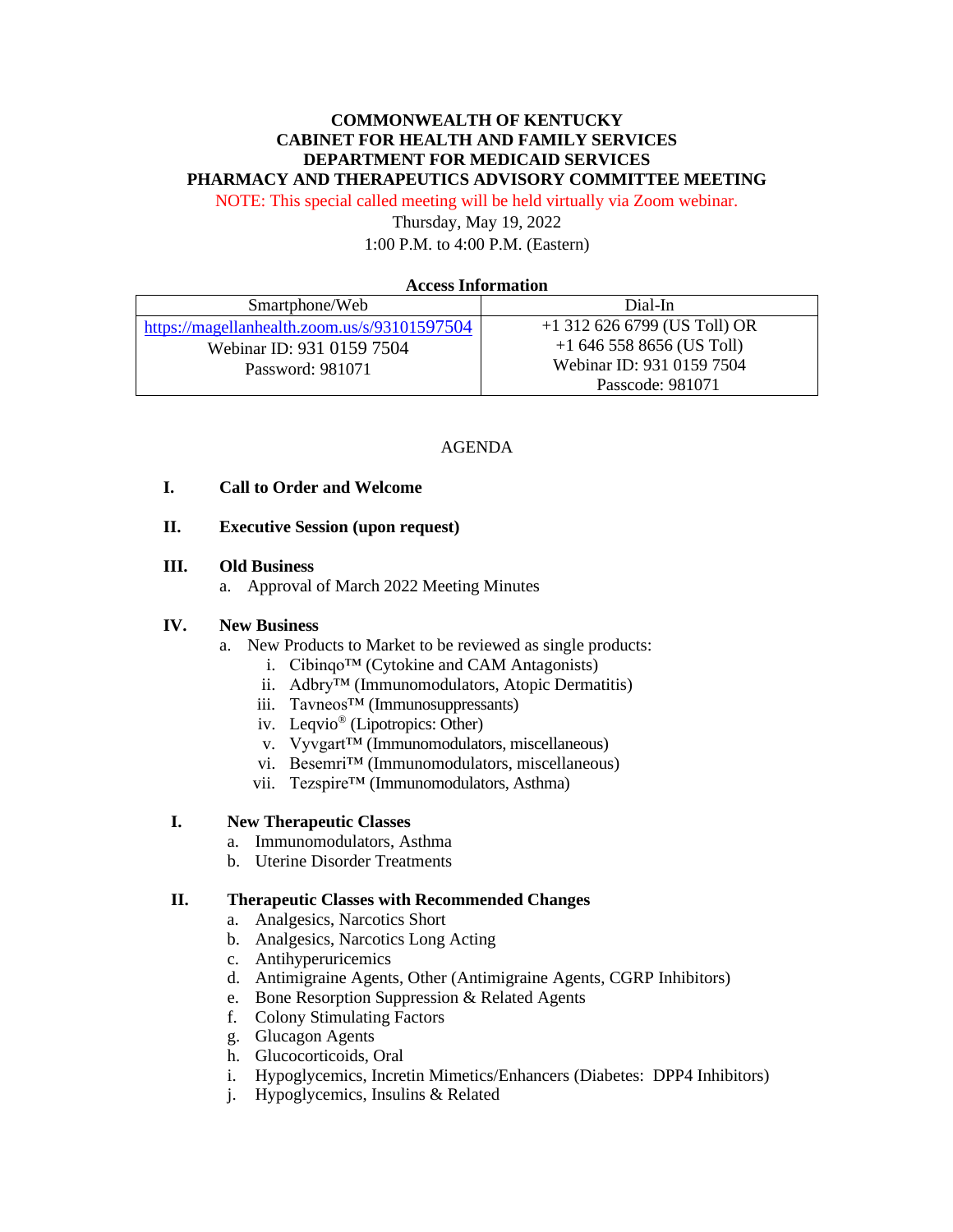**COMMONWEALTH OF KENTUCKY**
**CABINET FOR HEALTH AND FAMILY SERVICES**
**DEPARTMENT FOR MEDICAID SERVICES**
**PHARMACY AND THERAPEUTICS ADVISORY COMMITTEE MEETING**

NOTE: This special called meeting will be held virtually via Zoom webinar.

Thursday, May 19, 2022

1:00 P.M. to 4:00 P.M. (Eastern)

**Access Information**

| Smartphone/Web | Dial-In |
|---|---|
| https://magellanhealth.zoom.us/s/93101597504<br>Webinar ID: 931 0159 7504<br>Password: 981071 | +1 312 626 6799 (US Toll) OR<br>+1 646 558 8656 (US Toll)<br>Webinar ID: 931 0159 7504<br>Passcode: 981071 |

AGENDA

**I. Call to Order and Welcome**

**II. Executive Session (upon request)**

**III. Old Business**

a. Approval of March 2022 Meeting Minutes

**IV. New Business**

a. New Products to Market to be reviewed as single products:
   - i. Cibinqo™ (Cytokine and CAM Antagonists)
   - ii. Adbry™ (Immunomodulators, Atopic Dermatitis)
   - iii. Tavneos™ (Immunosuppressants)
   - iv. Leqvio® (Lipotropics: Other)
   - v. Vyvgart™ (Immunomodulators, miscellaneous)
   - vi. Besemri™ (Immunomodulators, miscellaneous)
   - vii. Tezspire™ (Immunomodulators, Asthma)

**I. New Therapeutic Classes**

a. Immunomodulators, Asthma
b. Uterine Disorder Treatments

**II. Therapeutic Classes with Recommended Changes**

a. Analgesics, Narcotics Short
b. Analgesics, Narcotics Long Acting
c. Antihyperuricemics
d. Antimigraine Agents, Other (Antimigraine Agents, CGRP Inhibitors)
e. Bone Resorption Suppression & Related Agents
f. Colony Stimulating Factors
g. Glucagon Agents
h. Glucocorticoids, Oral
i. Hypoglycemics, Incretin Mimetics/Enhancers (Diabetes: DPP4 Inhibitors)
j. Hypoglycemics, Insulins & Related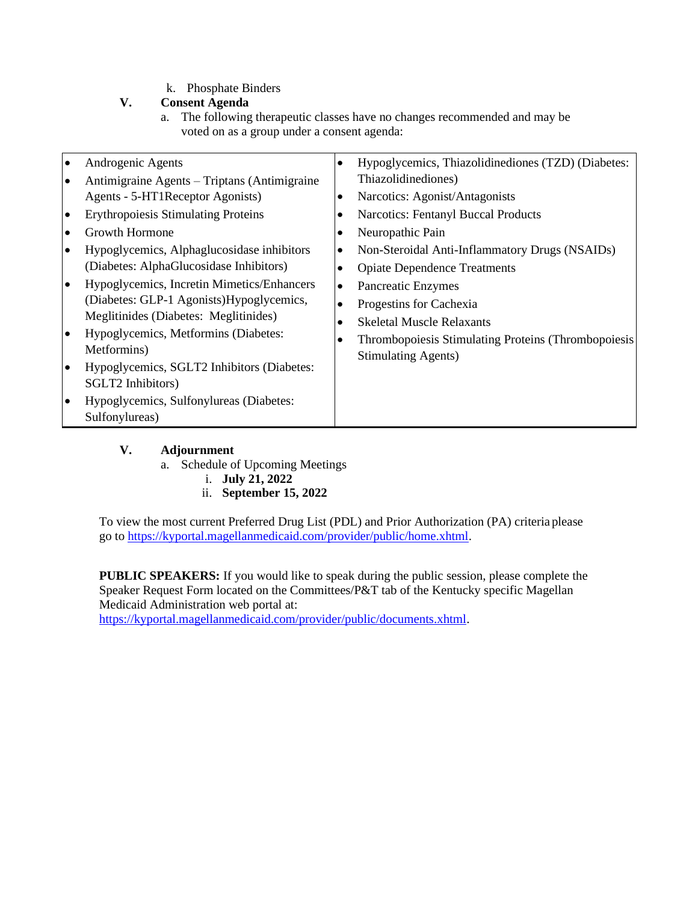k. Phosphate Binders

**V. Consent Agenda**

a. The following therapeutic classes have no changes recommended and may be voted on as a group under a consent agenda:

| | |
|---|---|
| • Androgenic Agents<br>• Antimigraine Agents – Triptans (Antimigraine Agents - 5-HT1Receptor Agonists)<br>• Erythropoiesis Stimulating Proteins<br>• Growth Hormone<br>• Hypoglycemics, Alphaglucosidase inhibitors (Diabetes: AlphaGlucosidase Inhibitors)<br>• Hypoglycemics, Incretin Mimetics/Enhancers (Diabetes: GLP-1 Agonists)Hypoglycemics, Meglitinides (Diabetes: Meglitinides)<br>• Hypoglycemics, Metformins (Diabetes: Metformins)<br>• Hypoglycemics, SGLT2 Inhibitors (Diabetes: SGLT2 Inhibitors)<br>• Hypoglycemics, Sulfonylureas (Diabetes: Sulfonylureas) | • Hypoglycemics, Thiazolidinediones (TZD) (Diabetes: Thiazolidinediones)<br>• Narcotics: Agonist/Antagonists<br>• Narcotics: Fentanyl Buccal Products<br>• Neuropathic Pain<br>• Non-Steroidal Anti-Inflammatory Drugs (NSAIDs)<br>• Opiate Dependence Treatments<br>• Pancreatic Enzymes<br>• Progestins for Cachexia<br>• Skeletal Muscle Relaxants<br>• Thrombopoiesis Stimulating Proteins (Thrombopoiesis Stimulating Agents) |

**V. Adjournment**

a. Schedule of Upcoming Meetings

i. **July 21, 2022**

ii. **September 15, 2022**

To view the most current Preferred Drug List (PDL) and Prior Authorization (PA) criteria please go to https://kyportal.magellanmedicaid.com/provider/public/home.xhtml.

**PUBLIC SPEAKERS:** If you would like to speak during the public session, please complete the Speaker Request Form located on the Committees/P&T tab of the Kentucky specific Magellan Medicaid Administration web portal at: https://kyportal.magellanmedicaid.com/provider/public/documents.xhtml.